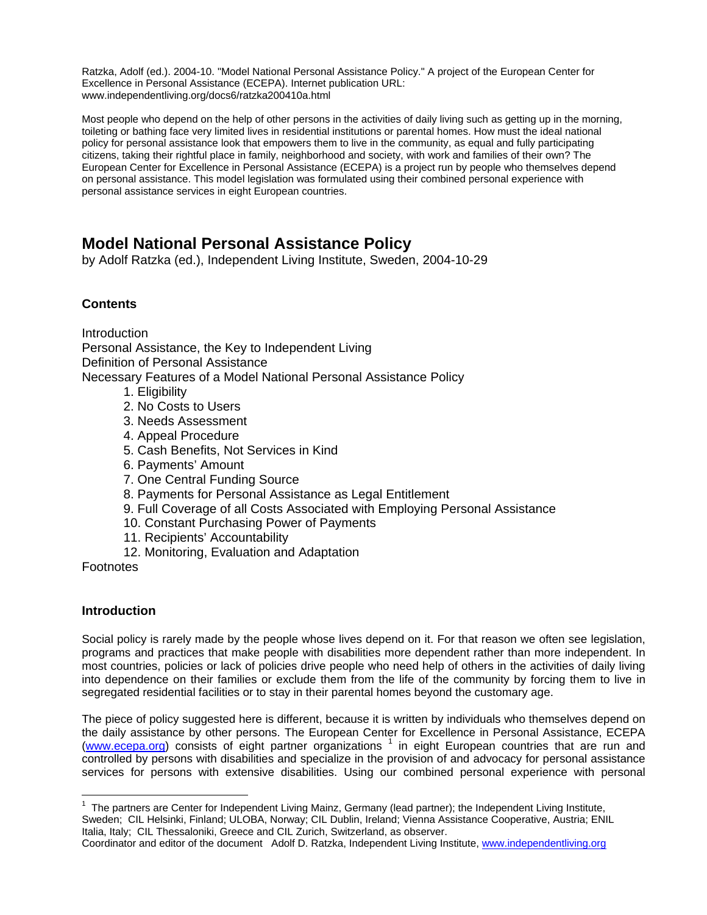Ratzka, Adolf (ed.). 2004-10. "Model National Personal Assistance Policy." A project of the European Center for Excellence in Personal Assistance (ECEPA). Internet publication URL: www.independentliving.org/docs6/ratzka200410a.html

Most people who depend on the help of other persons in the activities of daily living such as getting up in the morning, toileting or bathing face very limited lives in residential institutions or parental homes. How must the ideal national policy for personal assistance look that empowers them to live in the community, as equal and fully participating citizens, taking their rightful place in family, neighborhood and society, with work and families of their own? The European Center for Excellence in Personal Assistance (ECEPA) is a project run by people who themselves depend on personal assistance. This model legislation was formulated using their combined personal experience with personal assistance services in eight European countries.

# Model National Personal Assistance Policy

by Adolf Ratzka (ed.), Independent Living Institute, Sweden, 2004-10-29

### Contents

Introduction
Personal Assistance, the Key to Independent Living
Definition of Personal Assistance
Necessary Features of a Model National Personal Assistance Policy

1. Eligibility
2. No Costs to Users
3. Needs Assessment
4. Appeal Procedure
5. Cash Benefits, Not Services in Kind
6. Payments' Amount
7. One Central Funding Source
8. Payments for Personal Assistance as Legal Entitlement
9. Full Coverage of all Costs Associated with Employing Personal Assistance
10. Constant Purchasing Power of Payments
11. Recipients' Accountability
12. Monitoring, Evaluation and Adaptation

Footnotes

### Introduction

Social policy is rarely made by the people whose lives depend on it. For that reason we often see legislation, programs and practices that make people with disabilities more dependent rather than more independent. In most countries, policies or lack of policies drive people who need help of others in the activities of daily living into dependence on their families or exclude them from the life of the community by forcing them to live in segregated residential facilities or to stay in their parental homes beyond the customary age.

The piece of policy suggested here is different, because it is written by individuals who themselves depend on the daily assistance by other persons. The European Center for Excellence in Personal Assistance, ECEPA (www.ecepa.org) consists of eight partner organizations [1] in eight European countries that are run and controlled by persons with disabilities and specialize in the provision of and advocacy for personal assistance services for persons with extensive disabilities. Using our combined personal experience with personal

---

[1] The partners are Center for Independent Living Mainz, Germany (lead partner); the Independent Living Institute, Sweden; CIL Helsinki, Finland; ULOBA, Norway; CIL Dublin, Ireland; Vienna Assistance Cooperative, Austria; ENIL Italia, Italy; CIL Thessaloniki, Greece and CIL Zurich, Switzerland, as observer.
Coordinator and editor of the document Adolf D. Ratzka, Independent Living Institute, www.independentliving.org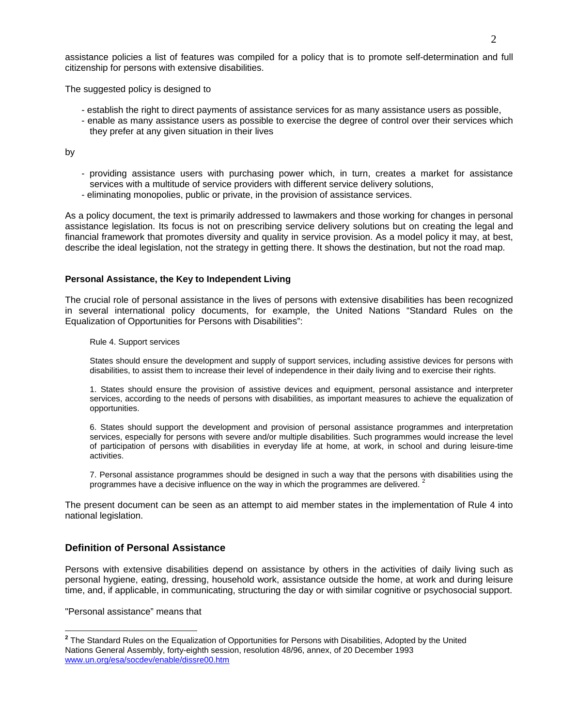assistance policies a list of features was compiled for a policy that is to promote self-determination and full citizenship for persons with extensive disabilities.

The suggested policy is designed to

- establish the right to direct payments of assistance services for as many assistance users as possible,
- enable as many assistance users as possible to exercise the degree of control over their services which they prefer at any given situation in their lives

by

- providing assistance users with purchasing power which, in turn, creates a market for assistance services with a multitude of service providers with different service delivery solutions,
- eliminating monopolies, public or private, in the provision of assistance services.

As a policy document, the text is primarily addressed to lawmakers and those working for changes in personal assistance legislation. Its focus is not on prescribing service delivery solutions but on creating the legal and financial framework that promotes diversity and quality in service provision. As a model policy it may, at best, describe the ideal legislation, not the strategy in getting there. It shows the destination, but not the road map.

#### Personal Assistance, the Key to Independent Living

The crucial role of personal assistance in the lives of persons with extensive disabilities has been recognized in several international policy documents, for example, the United Nations "Standard Rules on the Equalization of Opportunities for Persons with Disabilities":

> Rule 4. Support services
>
> States should ensure the development and supply of support services, including assistive devices for persons with disabilities, to assist them to increase their level of independence in their daily living and to exercise their rights.
>
> 1. States should ensure the provision of assistive devices and equipment, personal assistance and interpreter services, according to the needs of persons with disabilities, as important measures to achieve the equalization of opportunities.
>
> 6. States should support the development and provision of personal assistance programmes and interpretation services, especially for persons with severe and/or multiple disabilities. Such programmes would increase the level of participation of persons with disabilities in everyday life at home, at work, in school and during leisure-time activities.
>
> 7. Personal assistance programmes should be designed in such a way that the persons with disabilities using the programmes have a decisive influence on the way in which the programmes are delivered. [2]

The present document can be seen as an attempt to aid member states in the implementation of Rule 4 into national legislation.

### Definition of Personal Assistance

Persons with extensive disabilities depend on assistance by others in the activities of daily living such as personal hygiene, eating, dressing, household work, assistance outside the home, at work and during leisure time, and, if applicable, in communicating, structuring the day or with similar cognitive or psychosocial support.

"Personal assistance" means that

---

[2] The Standard Rules on the Equalization of Opportunities for Persons with Disabilities, Adopted by the United Nations General Assembly, forty-eighth session, resolution 48/96, annex, of 20 December 1993 www.un.org/esa/socdev/enable/dissre00.htm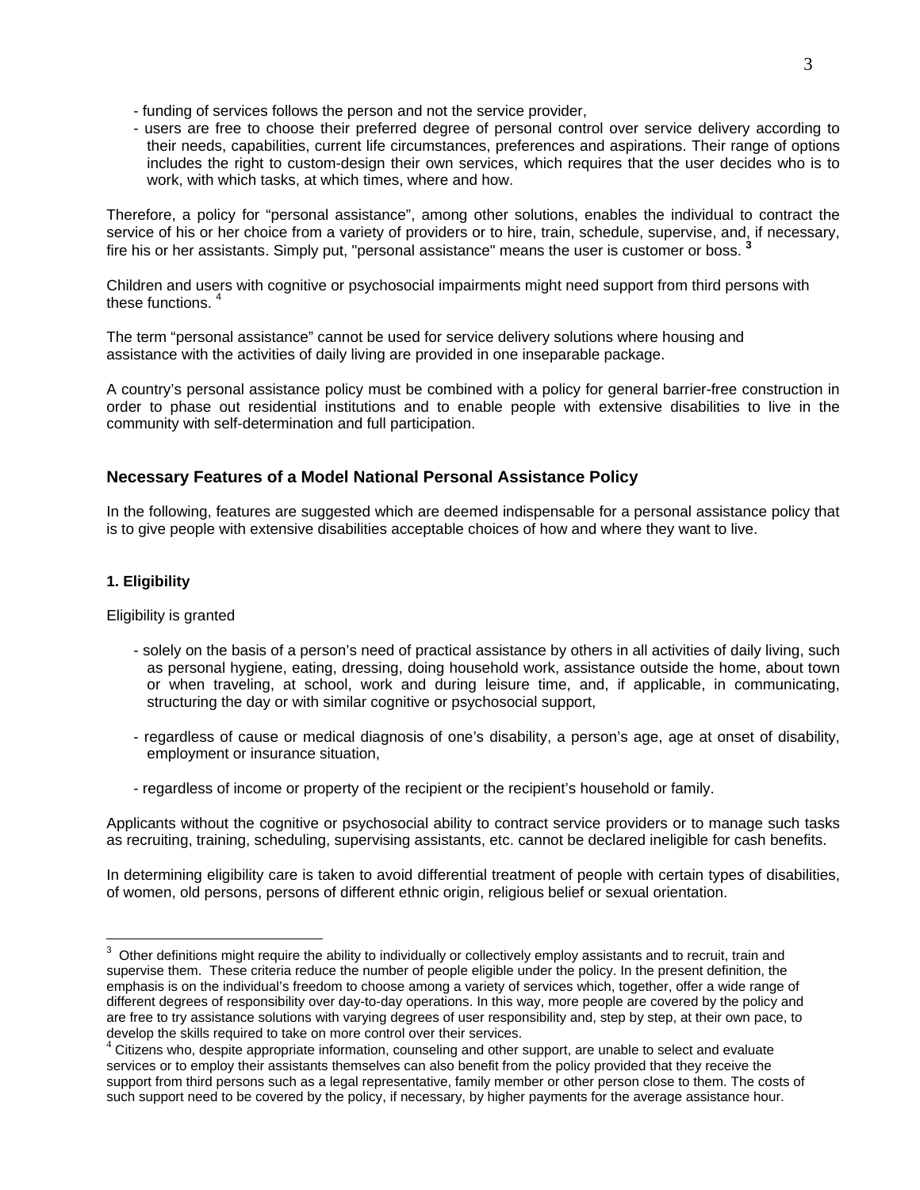- funding of services follows the person and not the service provider,
- users are free to choose their preferred degree of personal control over service delivery according to their needs, capabilities, current life circumstances, preferences and aspirations. Their range of options includes the right to custom-design their own services, which requires that the user decides who is to work, with which tasks, at which times, where and how.

Therefore, a policy for "personal assistance", among other solutions, enables the individual to contract the service of his or her choice from a variety of providers or to hire, train, schedule, supervise, and, if necessary, fire his or her assistants. Simply put, "personal assistance" means the user is customer or boss. [3]

Children and users with cognitive or psychosocial impairments might need support from third persons with these functions. [4]

The term "personal assistance" cannot be used for service delivery solutions where housing and assistance with the activities of daily living are provided in one inseparable package.

A country's personal assistance policy must be combined with a policy for general barrier-free construction in order to phase out residential institutions and to enable people with extensive disabilities to live in the community with self-determination and full participation.

## Necessary Features of a Model National Personal Assistance Policy

In the following, features are suggested which are deemed indispensable for a personal assistance policy that is to give people with extensive disabilities acceptable choices of how and where they want to live.

### 1. Eligibility

Eligibility is granted

- solely on the basis of a person's need of practical assistance by others in all activities of daily living, such as personal hygiene, eating, dressing, doing household work, assistance outside the home, about town or when traveling, at school, work and during leisure time, and, if applicable, in communicating, structuring the day or with similar cognitive or psychosocial support,

- regardless of cause or medical diagnosis of one's disability, a person's age, age at onset of disability, employment or insurance situation,

- regardless of income or property of the recipient or the recipient's household or family.

Applicants without the cognitive or psychosocial ability to contract service providers or to manage such tasks as recruiting, training, scheduling, supervising assistants, etc. cannot be declared ineligible for cash benefits.

In determining eligibility care is taken to avoid differential treatment of people with certain types of disabilities, of women, old persons, persons of different ethnic origin, religious belief or sexual orientation.

---

[3] Other definitions might require the ability to individually or collectively employ assistants and to recruit, train and supervise them. These criteria reduce the number of people eligible under the policy. In the present definition, the emphasis is on the individual's freedom to choose among a variety of services which, together, offer a wide range of different degrees of responsibility over day-to-day operations. In this way, more people are covered by the policy and are free to try assistance solutions with varying degrees of user responsibility and, step by step, at their own pace, to develop the skills required to take on more control over their services.

[4] Citizens who, despite appropriate information, counseling and other support, are unable to select and evaluate services or to employ their assistants themselves can also benefit from the policy provided that they receive the support from third persons such as a legal representative, family member or other person close to them. The costs of such support need to be covered by the policy, if necessary, by higher payments for the average assistance hour.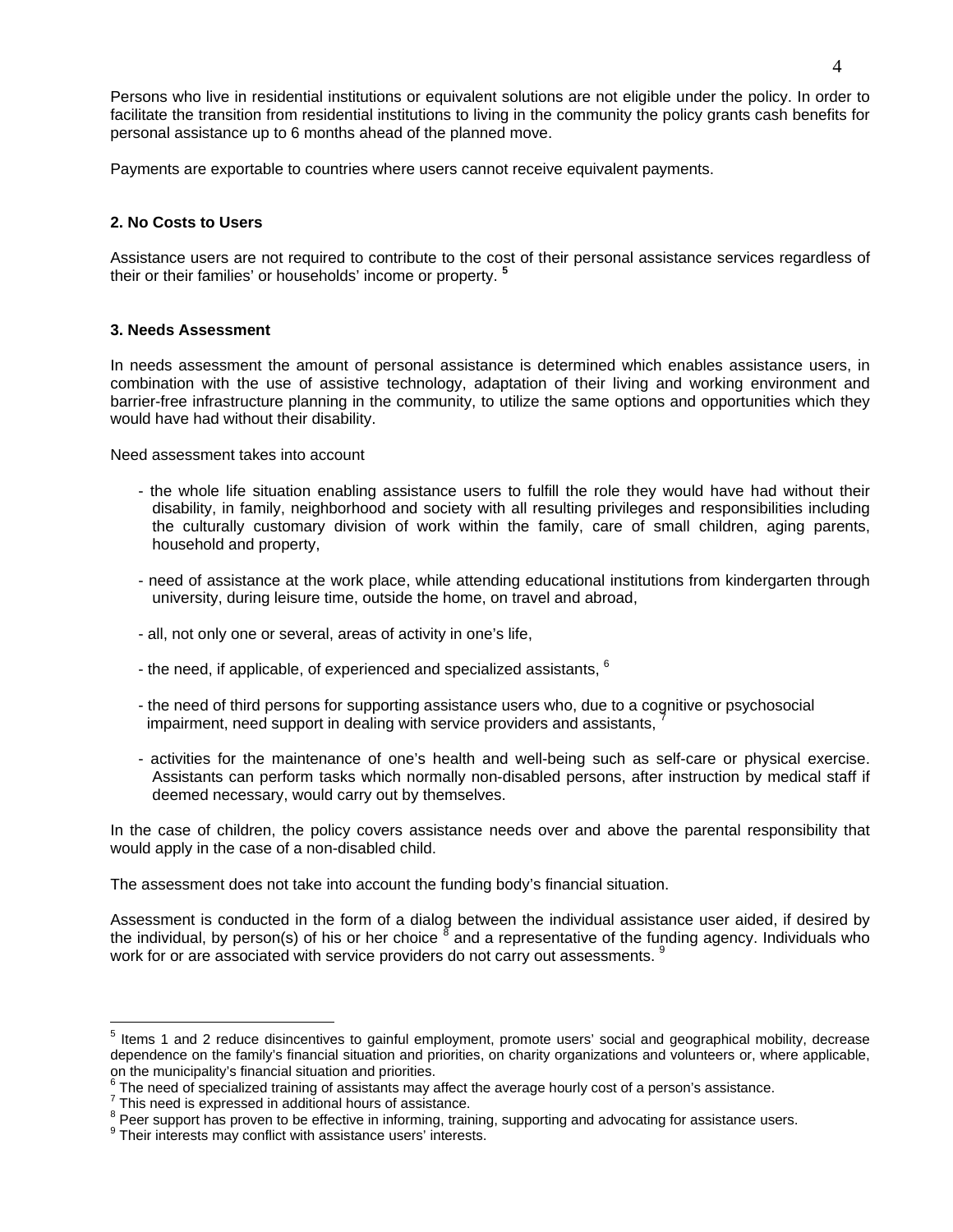Persons who live in residential institutions or equivalent solutions are not eligible under the policy. In order to facilitate the transition from residential institutions to living in the community the policy grants cash benefits for personal assistance up to 6 months ahead of the planned move.

Payments are exportable to countries where users cannot receive equivalent payments.

### 2. No Costs to Users

Assistance users are not required to contribute to the cost of their personal assistance services regardless of their or their families' or households' income or property. [5]

### 3. Needs Assessment

In needs assessment the amount of personal assistance is determined which enables assistance users, in combination with the use of assistive technology, adaptation of their living and working environment and barrier-free infrastructure planning in the community, to utilize the same options and opportunities which they would have had without their disability.

Need assessment takes into account

- the whole life situation enabling assistance users to fulfill the role they would have had without their disability, in family, neighborhood and society with all resulting privileges and responsibilities including the culturally customary division of work within the family, care of small children, aging parents, household and property,
- need of assistance at the work place, while attending educational institutions from kindergarten through university, during leisure time, outside the home, on travel and abroad,
- all, not only one or several, areas of activity in one's life,
- the need, if applicable, of experienced and specialized assistants, [6]
- the need of third persons for supporting assistance users who, due to a cognitive or psychosocial impairment, need support in dealing with service providers and assistants, [7]
- activities for the maintenance of one's health and well-being such as self-care or physical exercise. Assistants can perform tasks which normally non-disabled persons, after instruction by medical staff if deemed necessary, would carry out by themselves.

In the case of children, the policy covers assistance needs over and above the parental responsibility that would apply in the case of a non-disabled child.

The assessment does not take into account the funding body's financial situation.

Assessment is conducted in the form of a dialog between the individual assistance user aided, if desired by the individual, by person(s) of his or her choice [8] and a representative of the funding agency. Individuals who work for or are associated with service providers do not carry out assessments. [9]

---

[5] Items 1 and 2 reduce disincentives to gainful employment, promote users' social and geographical mobility, decrease dependence on the family's financial situation and priorities, on charity organizations and volunteers or, where applicable, on the municipality's financial situation and priorities.

[6] The need of specialized training of assistants may affect the average hourly cost of a person's assistance.

[7] This need is expressed in additional hours of assistance.

[8] Peer support has proven to be effective in informing, training, supporting and advocating for assistance users.

[9] Their interests may conflict with assistance users' interests.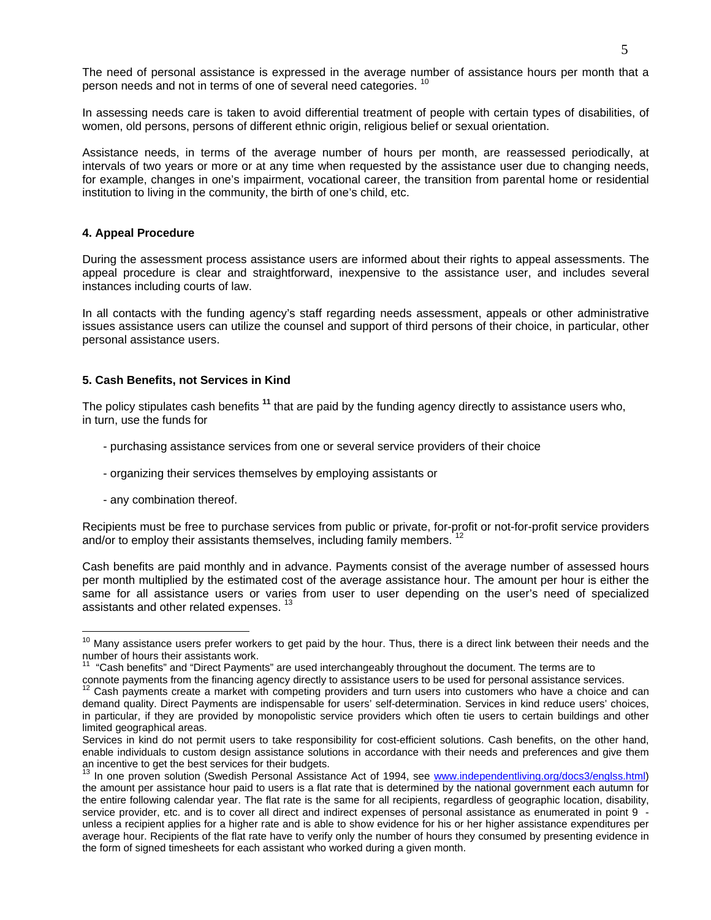The need of personal assistance is expressed in the average number of assistance hours per month that a person needs and not in terms of one of several need categories. [10]

In assessing needs care is taken to avoid differential treatment of people with certain types of disabilities, of women, old persons, persons of different ethnic origin, religious belief or sexual orientation.

Assistance needs, in terms of the average number of hours per month, are reassessed periodically, at intervals of two years or more or at any time when requested by the assistance user due to changing needs, for example, changes in one's impairment, vocational career, the transition from parental home or residential institution to living in the community, the birth of one's child, etc.

#### 4. Appeal Procedure

During the assessment process assistance users are informed about their rights to appeal assessments. The appeal procedure is clear and straightforward, inexpensive to the assistance user, and includes several instances including courts of law.

In all contacts with the funding agency's staff regarding needs assessment, appeals or other administrative issues assistance users can utilize the counsel and support of third persons of their choice, in particular, other personal assistance users.

#### 5. Cash Benefits, not Services in Kind

The policy stipulates cash benefits [11] that are paid by the funding agency directly to assistance users who, in turn, use the funds for

- purchasing assistance services from one or several service providers of their choice
- organizing their services themselves by employing assistants or
- any combination thereof.

Recipients must be free to purchase services from public or private, for-profit or not-for-profit service providers and/or to employ their assistants themselves, including family members. [12]

Cash benefits are paid monthly and in advance. Payments consist of the average number of assessed hours per month multiplied by the estimated cost of the average assistance hour. The amount per hour is either the same for all assistance users or varies from user to user depending on the user's need of specialized assistants and other related expenses. [13]

---

[10] Many assistance users prefer workers to get paid by the hour. Thus, there is a direct link between their needs and the number of hours their assistants work.

[11] "Cash benefits" and "Direct Payments" are used interchangeably throughout the document. The terms are to connote payments from the financing agency directly to assistance users to be used for personal assistance services.

[12] Cash payments create a market with competing providers and turn users into customers who have a choice and can demand quality. Direct Payments are indispensable for users' self-determination. Services in kind reduce users' choices, in particular, if they are provided by monopolistic service providers which often tie users to certain buildings and other limited geographical areas.

Services in kind do not permit users to take responsibility for cost-efficient solutions. Cash benefits, on the other hand, enable individuals to custom design assistance solutions in accordance with their needs and preferences and give them an incentive to get the best services for their budgets.

[13] In one proven solution (Swedish Personal Assistance Act of 1994, see www.independentliving.org/docs3/englss.html) the amount per assistance hour paid to users is a flat rate that is determined by the national government each autumn for the entire following calendar year. The flat rate is the same for all recipients, regardless of geographic location, disability, service provider, etc. and is to cover all direct and indirect expenses of personal assistance as enumerated in point 9 - unless a recipient applies for a higher rate and is able to show evidence for his or her higher assistance expenditures per average hour. Recipients of the flat rate have to verify only the number of hours they consumed by presenting evidence in the form of signed timesheets for each assistant who worked during a given month.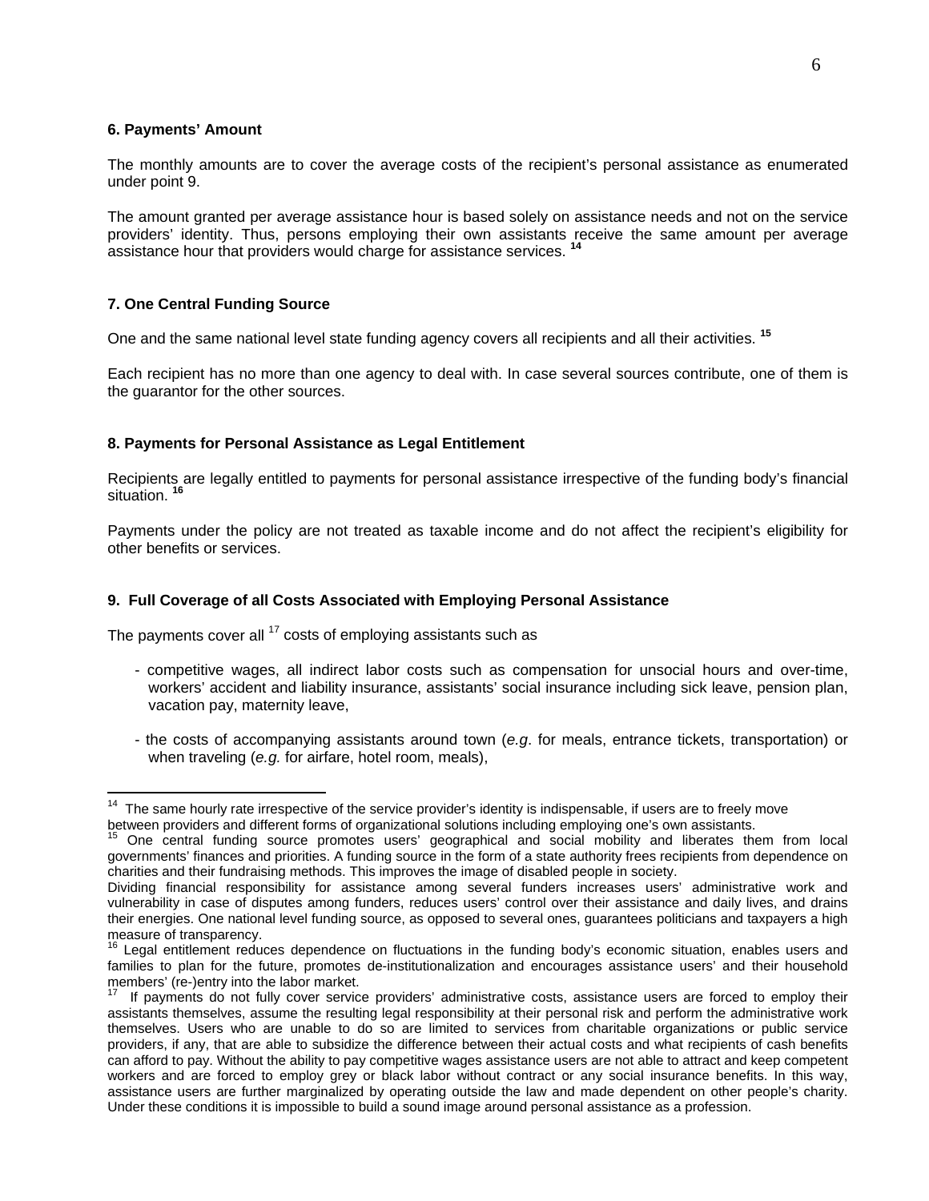### 6. Payments' Amount

The monthly amounts are to cover the average costs of the recipient's personal assistance as enumerated under point 9.

The amount granted per average assistance hour is based solely on assistance needs and not on the service providers' identity. Thus, persons employing their own assistants receive the same amount per average assistance hour that providers would charge for assistance services. [14]

### 7. One Central Funding Source

One and the same national level state funding agency covers all recipients and all their activities. [15]

Each recipient has no more than one agency to deal with. In case several sources contribute, one of them is the guarantor for the other sources.

### 8. Payments for Personal Assistance as Legal Entitlement

Recipients are legally entitled to payments for personal assistance irrespective of the funding body's financial situation. [16]

Payments under the policy are not treated as taxable income and do not affect the recipient's eligibility for other benefits or services.

### 9. Full Coverage of all Costs Associated with Employing Personal Assistance

The payments cover all [17] costs of employing assistants such as

- competitive wages, all indirect labor costs such as compensation for unsocial hours and over-time, workers' accident and liability insurance, assistants' social insurance including sick leave, pension plan, vacation pay, maternity leave,
- the costs of accompanying assistants around town (*e.g*. for meals, entrance tickets, transportation) or when traveling (*e.g.* for airfare, hotel room, meals),

---

[14] The same hourly rate irrespective of the service provider's identity is indispensable, if users are to freely move between providers and different forms of organizational solutions including employing one's own assistants.

[15] One central funding source promotes users' geographical and social mobility and liberates them from local governments' finances and priorities. A funding source in the form of a state authority frees recipients from dependence on charities and their fundraising methods. This improves the image of disabled people in society.
Dividing financial responsibility for assistance among several funders increases users' administrative work and vulnerability in case of disputes among funders, reduces users' control over their assistance and daily lives, and drains their energies. One national level funding source, as opposed to several ones, guarantees politicians and taxpayers a high measure of transparency.

[16] Legal entitlement reduces dependence on fluctuations in the funding body's economic situation, enables users and families to plan for the future, promotes de-institutionalization and encourages assistance users' and their household members' (re-)entry into the labor market.

[17] If payments do not fully cover service providers' administrative costs, assistance users are forced to employ their assistants themselves, assume the resulting legal responsibility at their personal risk and perform the administrative work themselves. Users who are unable to do so are limited to services from charitable organizations or public service providers, if any, that are able to subsidize the difference between their actual costs and what recipients of cash benefits can afford to pay. Without the ability to pay competitive wages assistance users are not able to attract and keep competent workers and are forced to employ grey or black labor without contract or any social insurance benefits. In this way, assistance users are further marginalized by operating outside the law and made dependent on other people's charity. Under these conditions it is impossible to build a sound image around personal assistance as a profession.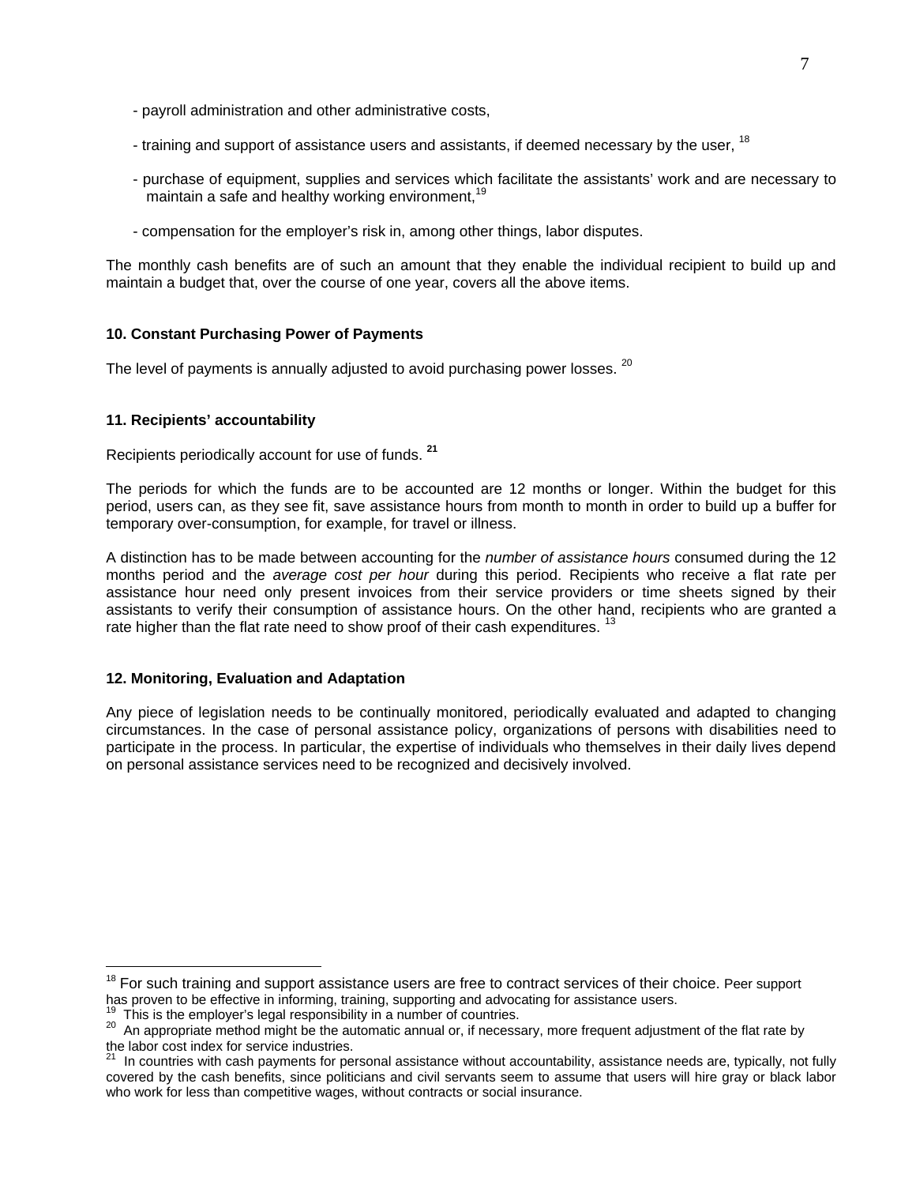- payroll administration and other administrative costs,

- training and support of assistance users and assistants, if deemed necessary by the user, [18]

- purchase of equipment, supplies and services which facilitate the assistants' work and are necessary to maintain a safe and healthy working environment,[19]

- compensation for the employer's risk in, among other things, labor disputes.

The monthly cash benefits are of such an amount that they enable the individual recipient to build up and maintain a budget that, over the course of one year, covers all the above items.

### 10. Constant Purchasing Power of Payments

The level of payments is annually adjusted to avoid purchasing power losses. [20]

### 11. Recipients' accountability

Recipients periodically account for use of funds. [21]

The periods for which the funds are to be accounted are 12 months or longer. Within the budget for this period, users can, as they see fit, save assistance hours from month to month in order to build up a buffer for temporary over-consumption, for example, for travel or illness.

A distinction has to be made between accounting for the *number of assistance hours* consumed during the 12 months period and the *average cost per hour* during this period. Recipients who receive a flat rate per assistance hour need only present invoices from their service providers or time sheets signed by their assistants to verify their consumption of assistance hours. On the other hand, recipients who are granted a rate higher than the flat rate need to show proof of their cash expenditures. [13]

### 12. Monitoring, Evaluation and Adaptation

Any piece of legislation needs to be continually monitored, periodically evaluated and adapted to changing circumstances. In the case of personal assistance policy, organizations of persons with disabilities need to participate in the process. In particular, the expertise of individuals who themselves in their daily lives depend on personal assistance services need to be recognized and decisively involved.

---

[18] For such training and support assistance users are free to contract services of their choice. Peer support has proven to be effective in informing, training, supporting and advocating for assistance users.

[19] This is the employer's legal responsibility in a number of countries.

[20] An appropriate method might be the automatic annual or, if necessary, more frequent adjustment of the flat rate by the labor cost index for service industries.

[21] In countries with cash payments for personal assistance without accountability, assistance needs are, typically, not fully covered by the cash benefits, since politicians and civil servants seem to assume that users will hire gray or black labor who work for less than competitive wages, without contracts or social insurance.